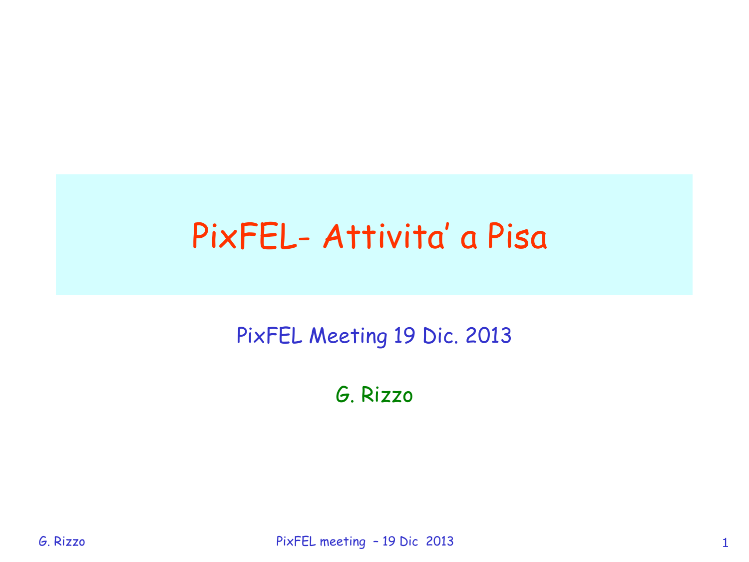# PixFEL- Attivita' a Pisa

PixFEL Meeting 19 Dic. 2013

G. Rizzo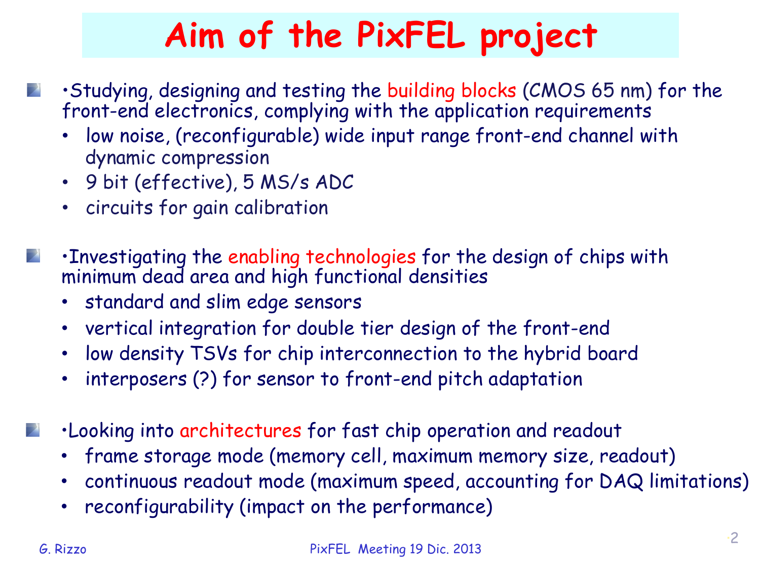# Aim of the PixFEL project

- Studying, designing and testing the building blocks (CMOS 65 nm) for the front-end electronics, complying with the application requirements
  - low noise, (reconfigurable) wide input range front-end channel with dynamic compression
  - 9 bit (effective), 5 MS/s ADC
  - circuits for gain calibration

- Investigating the enabling technologies for the design of chips with minimum dead area and high functional densities
  - standard and slim edge sensors
  - vertical integration for double tier design of the front-end
  - low density TSVs for chip interconnection to the hybrid board
  - interposers (?) for sensor to front-end pitch adaptation

- Looking into architectures for fast chip operation and readout
  - frame storage mode (memory cell, maximum memory size, readout)
  - continuous readout mode (maximum speed, accounting for DAQ limitations)
  - reconfigurability (impact on the performance)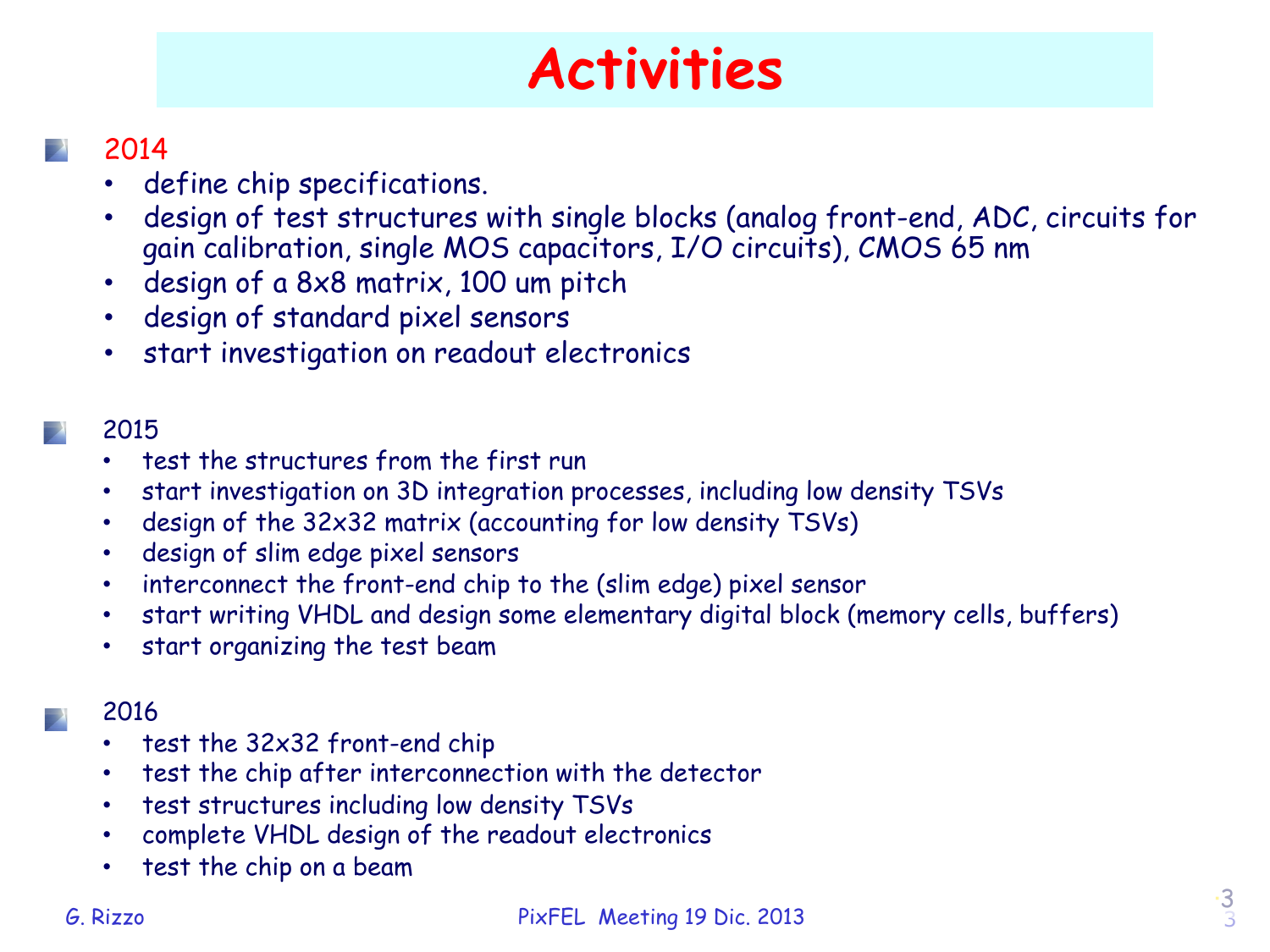# Activities

- 2014
  - define chip specifications.
  - design of test structures with single blocks (analog front-end, ADC, circuits for gain calibration, single MOS capacitors, I/O circuits), CMOS 65 nm
  - design of a 8x8 matrix, 100 um pitch
  - design of standard pixel sensors
  - start investigation on readout electronics

- 2015
  - test the structures from the first run
  - start investigation on 3D integration processes, including low density TSVs
  - design of the 32x32 matrix (accounting for low density TSVs)
  - design of slim edge pixel sensors
  - interconnect the front-end chip to the (slim edge) pixel sensor
  - start writing VHDL and design some elementary digital block (memory cells, buffers)
  - start organizing the test beam

- 2016
  - test the 32x32 front-end chip
  - test the chip after interconnection with the detector
  - test structures including low density TSVs
  - complete VHDL design of the readout electronics
  - test the chip on a beam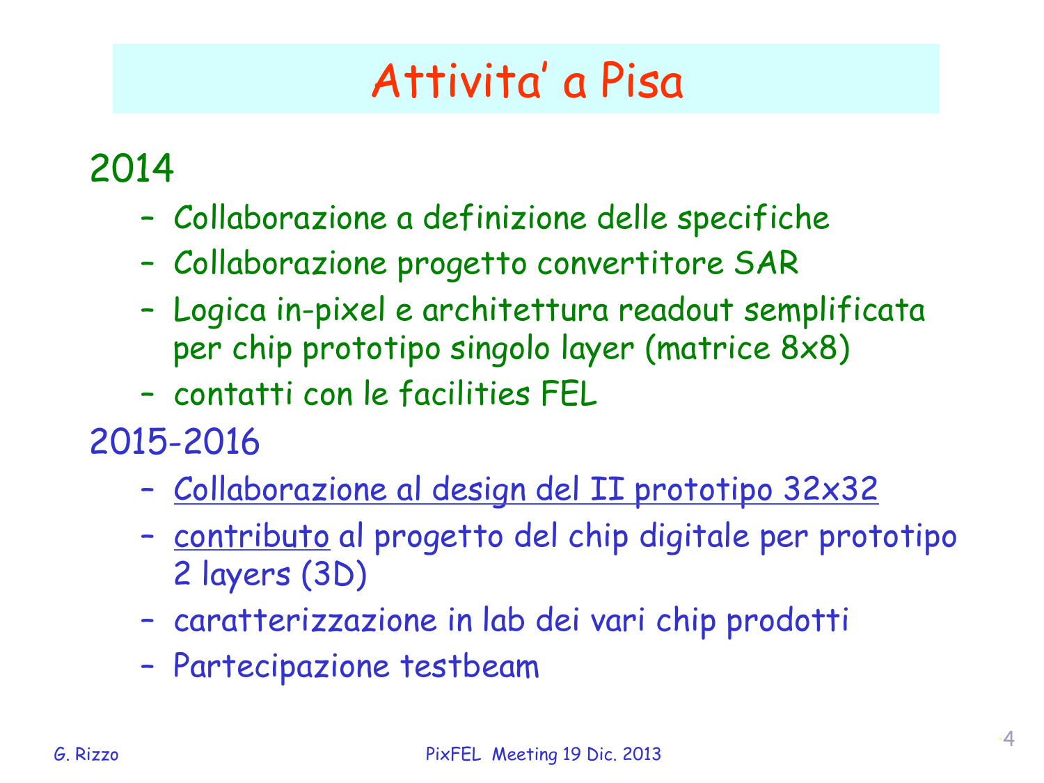# Attivita' a Pisa

## 2014

- Collaborazione a definizione delle specifiche
- Collaborazione progetto convertitore SAR
- Logica in-pixel e architettura readout semplificata per chip prototipo singolo layer (matrice 8x8)
- contatti con le facilities FEL

## 2015-2016

- Collaborazione al design del II prototipo 32x32
- contributo al progetto del chip digitale per prototipo 2 layers (3D)
- caratterizzazione in lab dei vari chip prodotti
- Partecipazione testbeam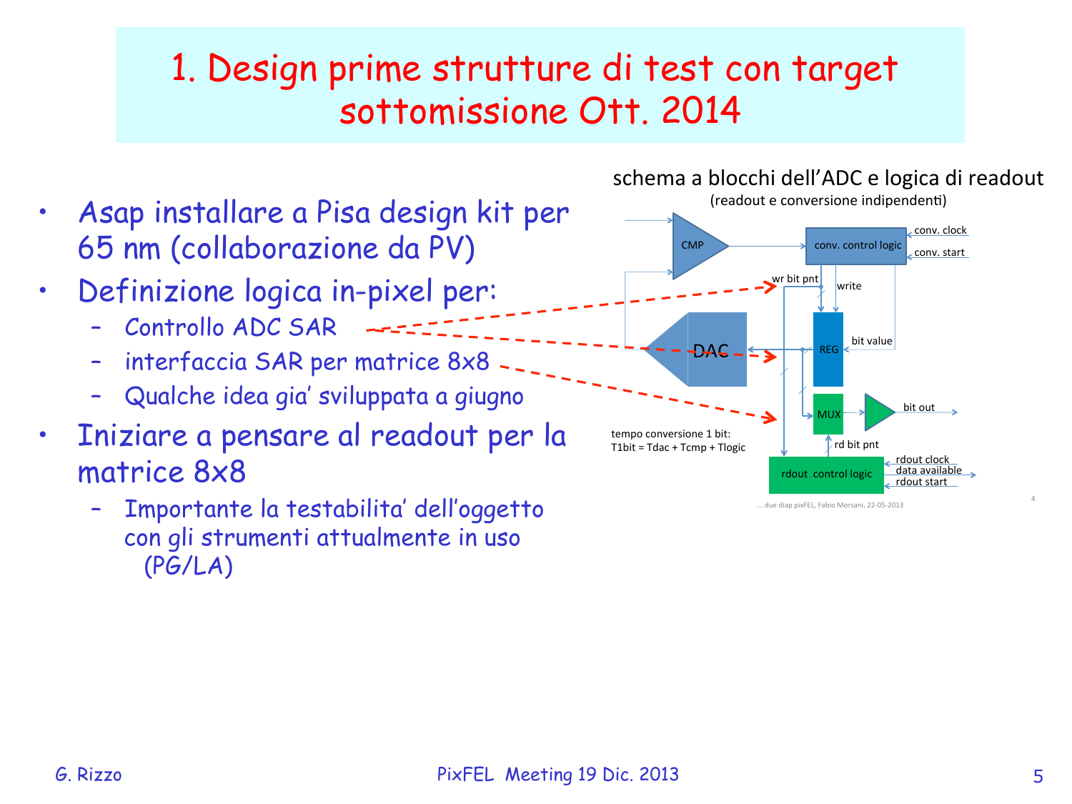# 1. Design prime strutture di test con target sottomissione Ott. 2014

- Asap installare a Pisa design kit per 65 nm (collaborazione da PV)
- Definizione logica in-pixel per:
  - Controllo ADC SAR
  - interfaccia SAR per matrice 8x8
  - Qualche idea gia' sviluppata a giugno
- Iniziare a pensare al readout per la matrice 8x8
  - Importante la testabilita' dell'oggetto con gli strumenti attualmente in uso (PG/LA)

schema a blocchi dell'ADC e logica di readout

(readout e conversione indipendenti)

CMP, conv. control logic, conv. clock, conv. start, wr bit pnt, write, DAC, REG, bit value, MUX, bit out, rd bit pnt, rdout control logic, rdout clock, data available, rdout start

tempo conversione 1 bit: $T_{1bit} = T_{dac} + T_{cmp} + T_{logic}$

... due diap pixFEL, Fabio Morsani, 22-05-2013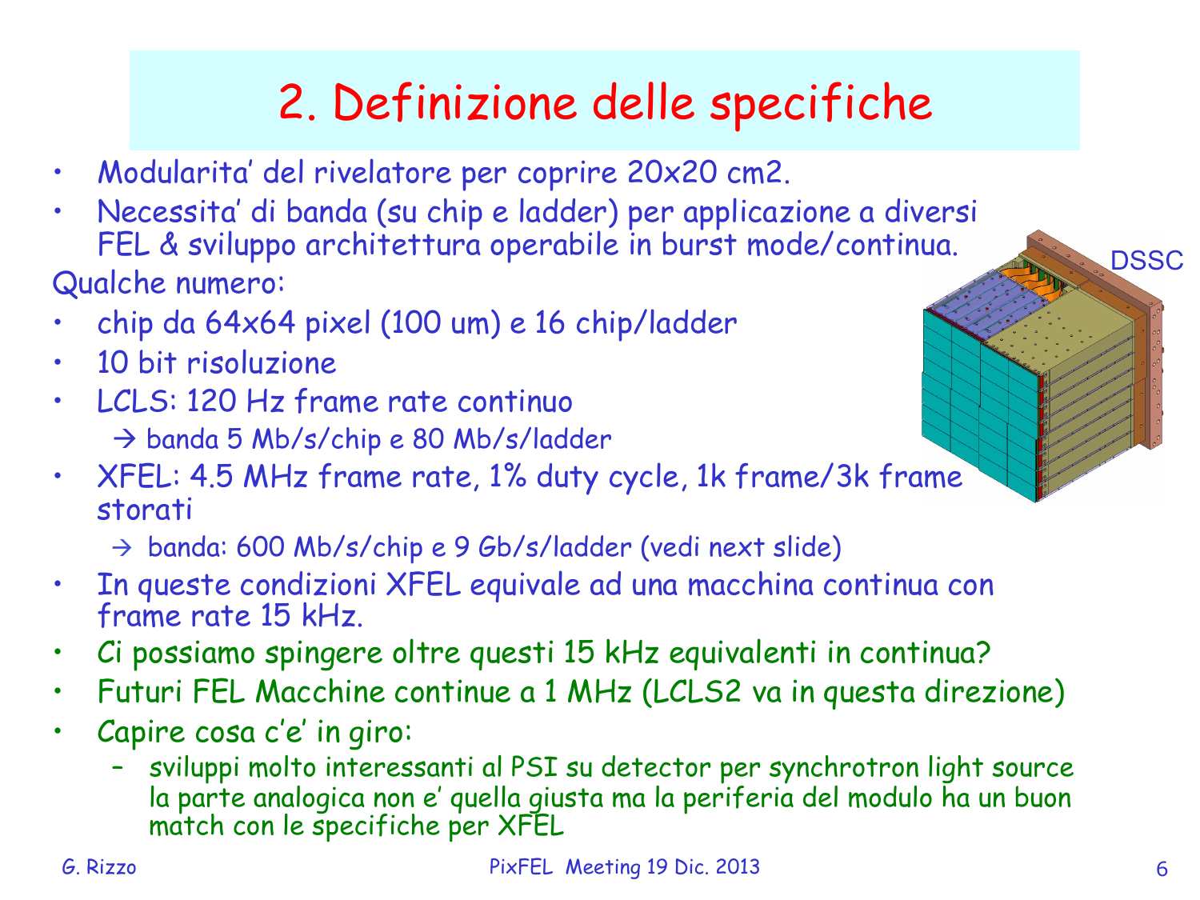# 2. Definizione delle specifiche

- Modularita' del rivelatore per coprire 20x20 cm2.
- Necessita' di banda (su chip e ladder) per applicazione a diversi FEL & sviluppo architettura operabile in burst mode/continua.

Qualche numero:

- chip da 64x64 pixel (100 um) e 16 chip/ladder
- 10 bit risoluzione
- LCLS: 120 Hz frame rate continuo
  - → banda 5 Mb/s/chip e 80 Mb/s/ladder
- XFEL: 4.5 MHz frame rate, 1% duty cycle, 1k frame/3k frame storati
  - → banda: 600 Mb/s/chip e 9 Gb/s/ladder (vedi next slide)
- In queste condizioni XFEL equivale ad una macchina continua con frame rate 15 kHz.
- Ci possiamo spingere oltre questi 15 kHz equivalenti in continua?
- Futuri FEL Macchine continue a 1 MHz (LCLS2 va in questa direzione)
- Capire cosa c'e' in giro:
  - sviluppi molto interessanti al PSI su detector per synchrotron light source la parte analogica non e' quella giusta ma la periferia del modulo ha un buon match con le specifiche per XFEL

DSSC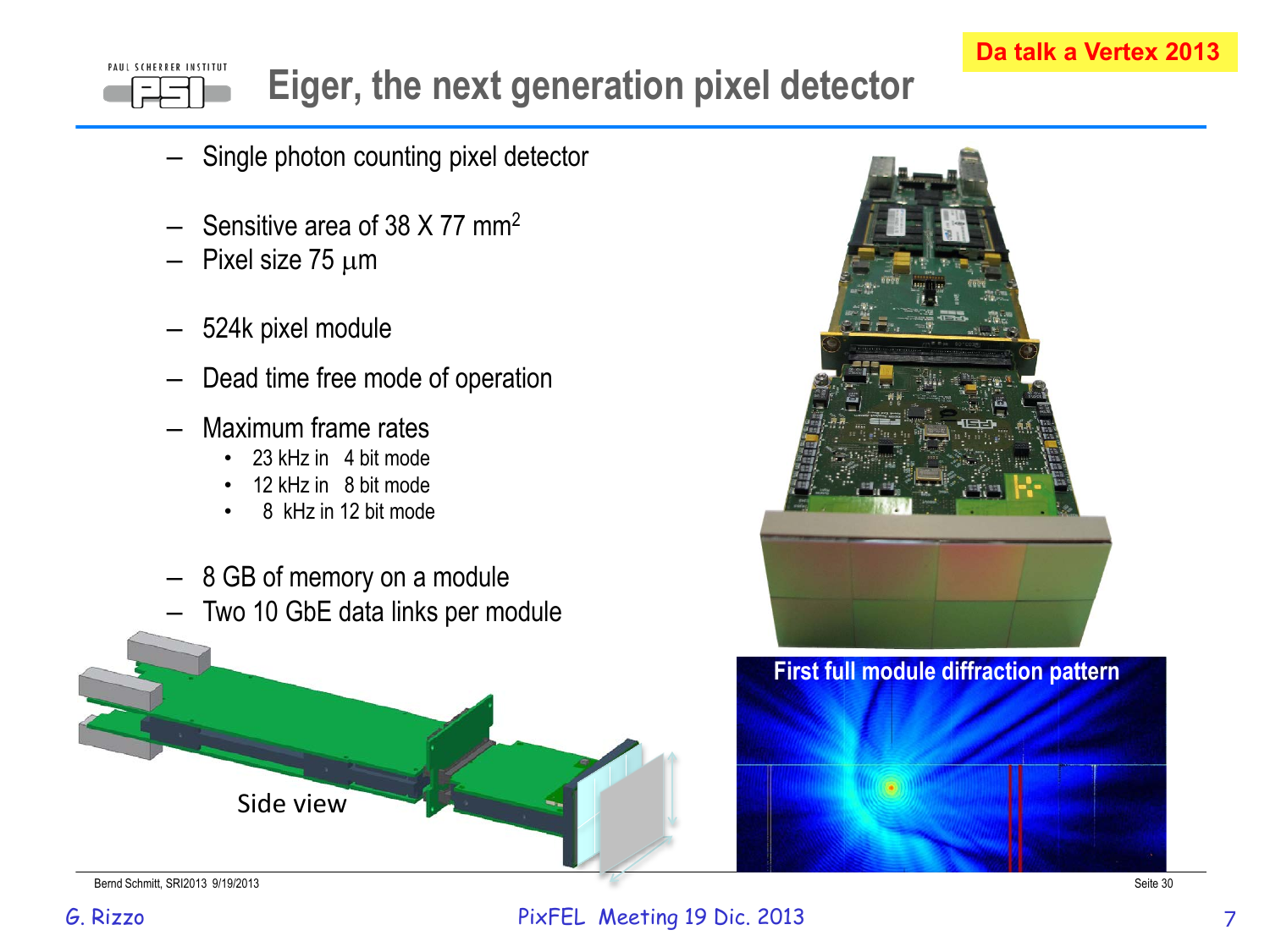Da talk a Vertex 2013

# Eiger, the next generation pixel detector

- Single photon counting pixel detector
- Sensitive area of 38 X 77 mm$^2$
- Pixel size 75 $\mu$m
- 524k pixel module
- Dead time free mode of operation
- Maximum frame rates
  - 23 kHz in 4 bit mode
  - 12 kHz in 8 bit mode
  - 8 kHz in 12 bit mode
- 8 GB of memory on a module
- Two 10 GbE data links per module

Side view

First full module diffraction pattern

Bernd Schmitt, SRI2013 9/19/2013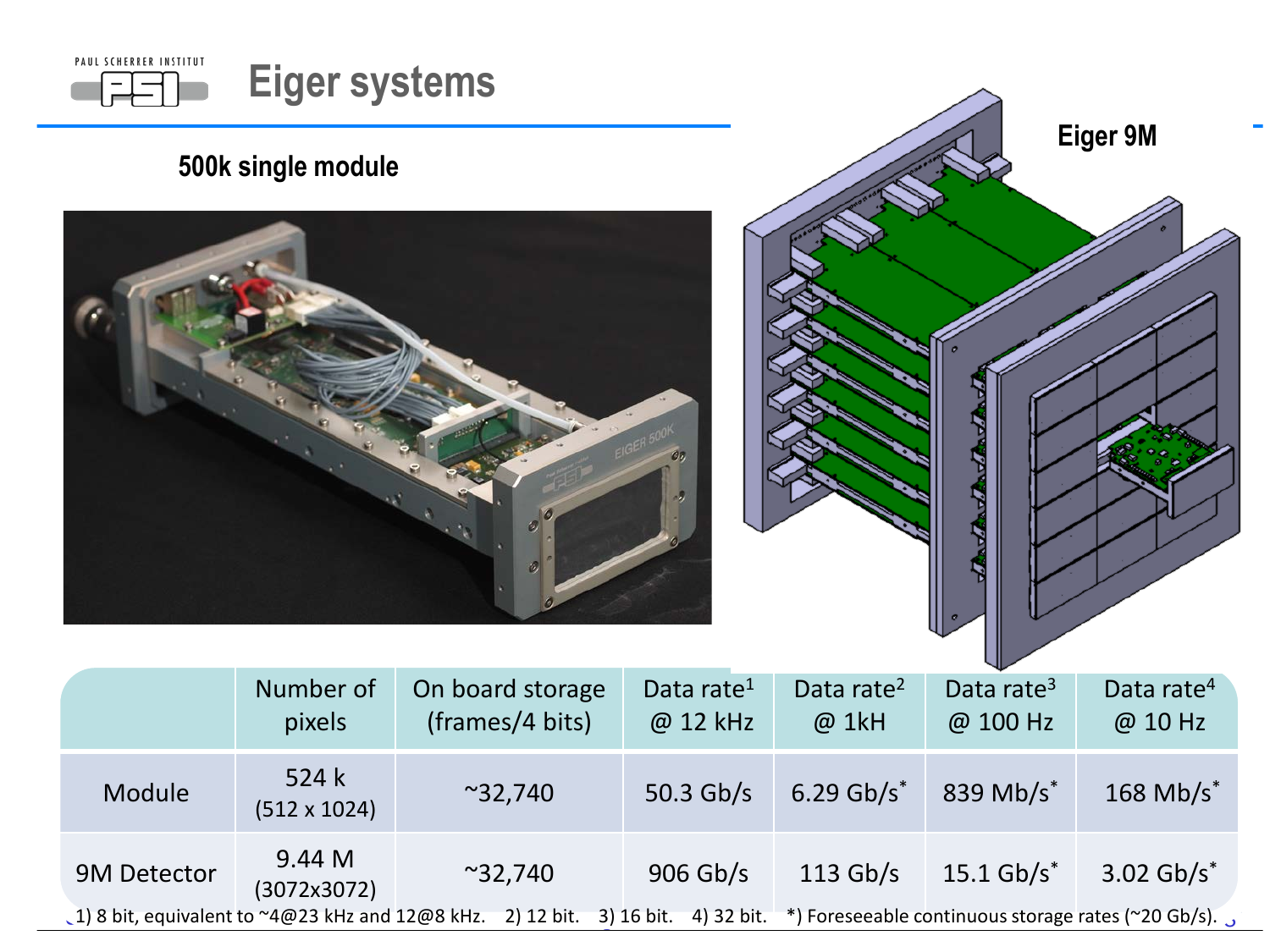# Eiger systems

**500k single module**

**Eiger 9M**

|  | Number of pixels | On board storage (frames/4 bits) | Data rate[1] @ 12 kHz | Data rate[2] @ 1kH | Data rate[3] @ 100 Hz | Data rate[4] @ 10 Hz |
|---|---|---|---|---|---|---|
| Module | 524 k (512 x 1024) | ~32,740 | 50.3 Gb/s | 6.29 Gb/s* | 839 Mb/s* | 168 Mb/s* |
| 9M Detector | 9.44 M (3072x3072) | ~32,740 | 906 Gb/s | 113 Gb/s | 15.1 Gb/s* | 3.02 Gb/s* |

1) 8 bit, equivalent to ~4@23 kHz and 12@8 kHz. 2) 12 bit. 3) 16 bit. 4) 32 bit. *) Foreseeable continuous storage rates (~20 Gb/s).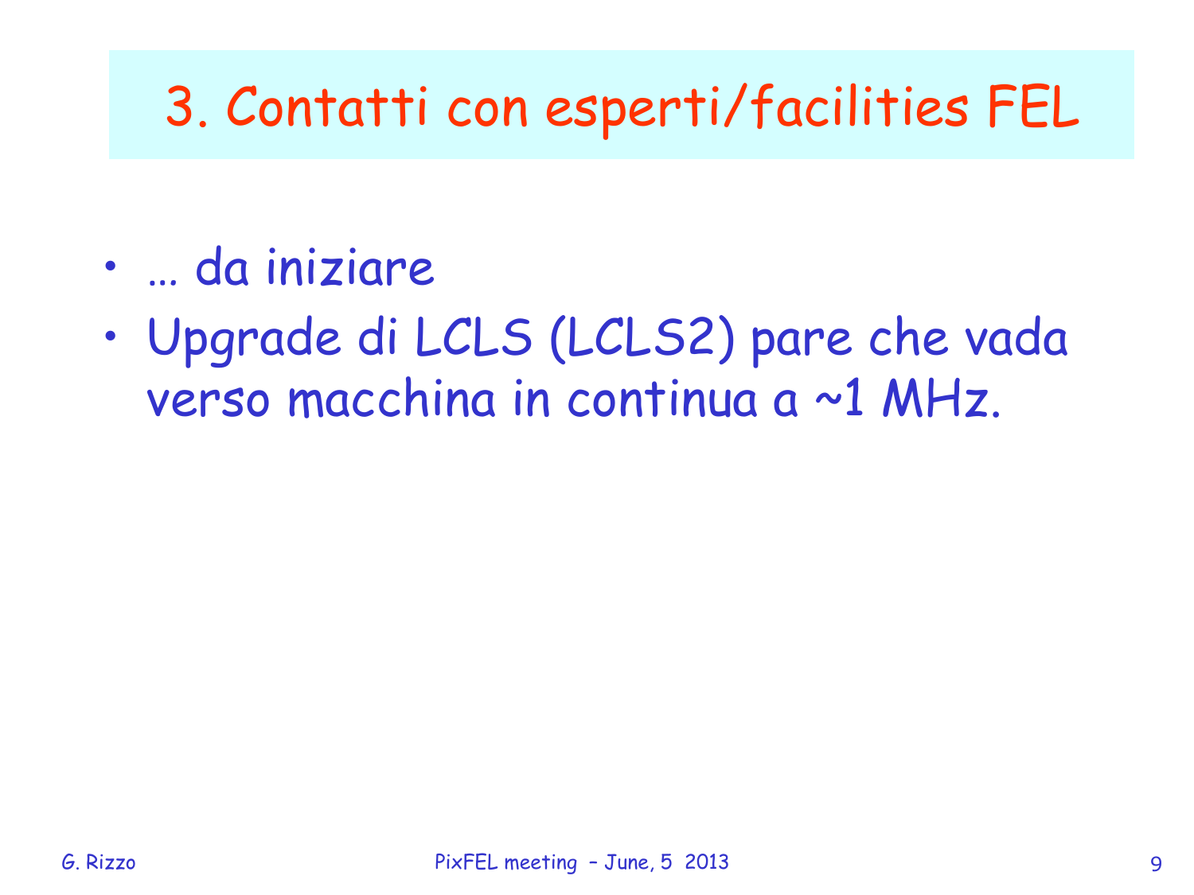# 3. Contatti con esperti/facilities FEL

- … da iniziare
- Upgrade di LCLS (LCLS2) pare che vada verso macchina in continua a ~1 MHz.